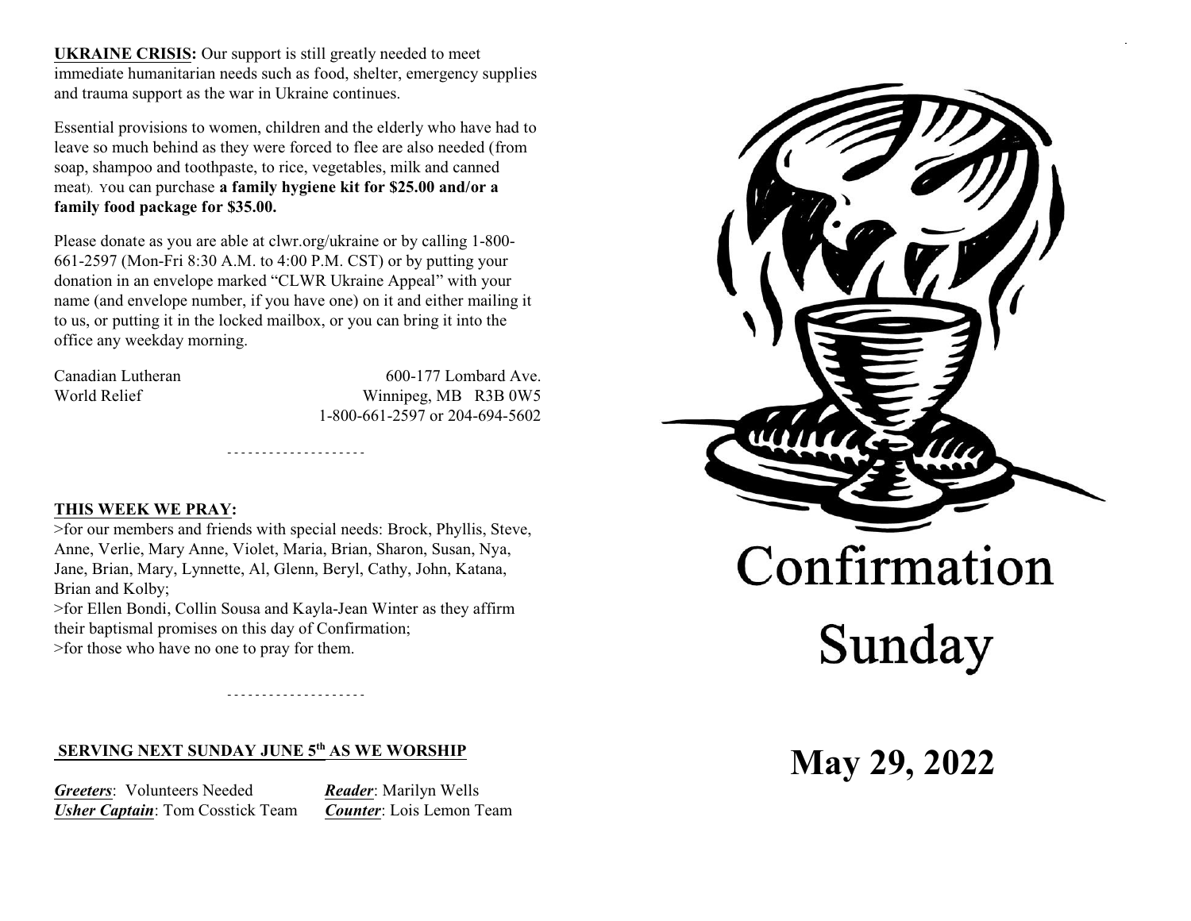**UKRAINE CRISIS:** Our support is still greatly needed to meet immediate humanitarian needs such as food, shelter, emergency supplies and trauma support as the war in Ukraine continues.

Essential provisions to women, children and the elderly who have had to leave so much behind as they were forced to flee are also needed (from soap, shampoo and toothpaste, to rice, vegetables, milk and canned meat). You can purchase **a family hygiene kit for $25.00 and/or a family food package for $35.00.**

Please donate as you are able at clwr.org/ukraine or by calling 1-800-661-2597 (Mon-Fri 8:30 A.M. to 4:00 P.M. CST) or by putting your donation in an envelope marked "CLWR Ukraine Appeal" with your name (and envelope number, if you have one) on it and either mailing it to us, or putting it in the locked mailbox, or you can bring it into the office any weekday morning.

Canadian Lutheran World Relief
600-177 Lombard Ave.
Winnipeg, MB R3B 0W5
1-800-661-2597 or 204-694-5602

- - - - - - - - - - - - - - - - - - - -

**THIS WEEK WE PRAY:**

>for our members and friends with special needs: Brock, Phyllis, Steve, Anne, Verlie, Mary Anne, Violet, Maria, Brian, Sharon, Susan, Nya, Jane, Brian, Mary, Lynnette, Al, Glenn, Beryl, Cathy, John, Katana, Brian and Kolby;
>for Ellen Bondi, Collin Sousa and Kayla-Jean Winter as they affirm their baptismal promises on this day of Confirmation;
>for those who have no one to pray for them.

- - - - - - - - - - - - - - - - - - - -

**SERVING NEXT SUNDAY JUNE 5th AS WE WORSHIP**

***Greeters***: Volunteers Needed
***Reader***: Marilyn Wells
***Usher Captain***: Tom Cosstick Team
***Counter***: Lois Lemon Team

# Confirmation Sunday

## May 29, 2022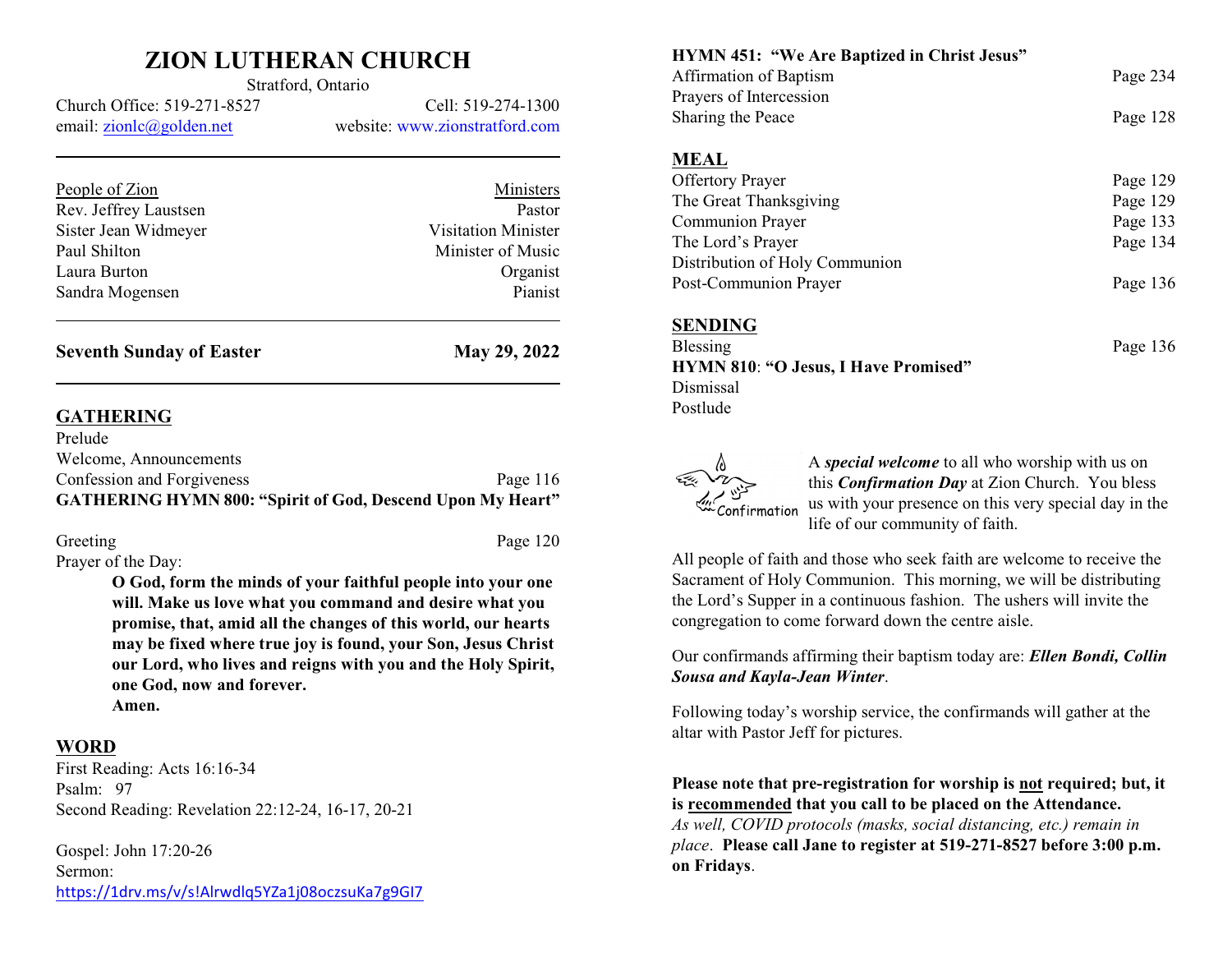# ZION LUTHERAN CHURCH

Stratford, Ontario

Church Office: 519-271-8527 | Cell: 519-274-1300

email: zionlc@golden.net | website: www.zionstratford.com

| People of Zion | Ministers |
|---|---|
| Rev. Jeffrey Laustsen | Pastor |
| Sister Jean Widmeyer | Visitation Minister |
| Paul Shilton | Minister of Music |
| Laura Burton | Organist |
| Sandra Mogensen | Pianist |

**Seventh Sunday of Easter** — **May 29, 2022**

## GATHERING

Prelude
Welcome, Announcements
Confession and Forgiveness — Page 116
**GATHERING HYMN 800: "Spirit of God, Descend Upon My Heart"**

Greeting — Page 120
Prayer of the Day:

> **O God, form the minds of your faithful people into your one will. Make us love what you command and desire what you promise, that, amid all the changes of this world, our hearts may be fixed where true joy is found, your Son, Jesus Christ our Lord, who lives and reigns with you and the Holy Spirit, one God, now and forever.**
> **Amen.**

## WORD

First Reading: Acts 16:16-34
Psalm: 97
Second Reading: Revelation 22:12-24, 16-17, 20-21

Gospel: John 17:20-26
Sermon:
https://1drv.ms/v/s!Alrwdlq5YZa1j08oczsuKa7g9GI7

**HYMN 451: "We Are Baptized in Christ Jesus"**
Affirmation of Baptism — Page 234
Prayers of Intercession
Sharing the Peace — Page 128

## MEAL

Offertory Prayer — Page 129
The Great Thanksgiving — Page 129
Communion Prayer — Page 133
The Lord's Prayer — Page 134
Distribution of Holy Communion
Post-Communion Prayer — Page 136

## SENDING

Blessing — Page 136
**HYMN 810**: **"O Jesus, I Have Promised"**
Dismissal
Postlude

Confirmation

A ***special welcome*** to all who worship with us on this ***Confirmation Day*** at Zion Church. You bless us with your presence on this very special day in the life of our community of faith.

All people of faith and those who seek faith are welcome to receive the Sacrament of Holy Communion. This morning, we will be distributing the Lord's Supper in a continuous fashion. The ushers will invite the congregation to come forward down the centre aisle.

Our confirmands affirming their baptism today are: ***Ellen Bondi, Collin Sousa and Kayla-Jean Winter***.

Following today's worship service, the confirmands will gather at the altar with Pastor Jeff for pictures.

**Please note that pre-registration for worship is not required; but, it is recommended that you call to be placed on the Attendance.** *As well, COVID protocols (masks, social distancing, etc.) remain in place*. **Please call Jane to register at 519-271-8527 before 3:00 p.m. on Fridays**.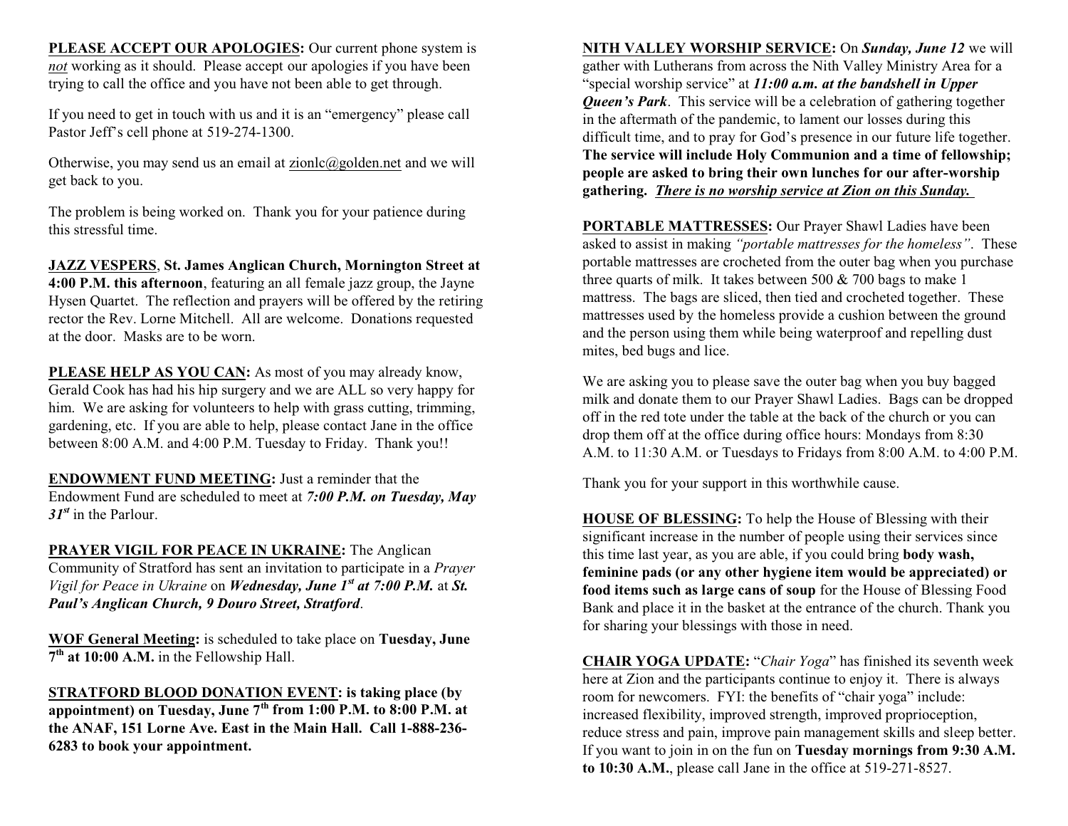**PLEASE ACCEPT OUR APOLOGIES:** Our current phone system is *not* working as it should. Please accept our apologies if you have been trying to call the office and you have not been able to get through.

If you need to get in touch with us and it is an "emergency" please call Pastor Jeff's cell phone at 519-274-1300.

Otherwise, you may send us an email at zionlc@golden.net and we will get back to you.

The problem is being worked on. Thank you for your patience during this stressful time.

**JAZZ VESPERS, St. James Anglican Church, Mornington Street at 4:00 P.M. this afternoon**, featuring an all female jazz group, the Jayne Hysen Quartet. The reflection and prayers will be offered by the retiring rector the Rev. Lorne Mitchell. All are welcome. Donations requested at the door. Masks are to be worn.

**PLEASE HELP AS YOU CAN:** As most of you may already know, Gerald Cook has had his hip surgery and we are ALL so very happy for him. We are asking for volunteers to help with grass cutting, trimming, gardening, etc. If you are able to help, please contact Jane in the office between 8:00 A.M. and 4:00 P.M. Tuesday to Friday. Thank you!!

**ENDOWMENT FUND MEETING:** Just a reminder that the Endowment Fund are scheduled to meet at ***7:00 P.M. on Tuesday, May 31st*** in the Parlour.

**PRAYER VIGIL FOR PEACE IN UKRAINE:** The Anglican Community of Stratford has sent an invitation to participate in a *Prayer Vigil for Peace in Ukraine* on ***Wednesday, June 1st at 7:00 P.M.*** at ***St. Paul's Anglican Church, 9 Douro Street, Stratford***.

**WOF General Meeting:** is scheduled to take place on **Tuesday, June 7th at 10:00 A.M.** in the Fellowship Hall.

**STRATFORD BLOOD DONATION EVENT: is taking place (by appointment) on Tuesday, June 7th from 1:00 P.M. to 8:00 P.M. at the ANAF, 151 Lorne Ave. East in the Main Hall. Call 1-888-236-6283 to book your appointment.**

**NITH VALLEY WORSHIP SERVICE:** On ***Sunday, June 12*** we will gather with Lutherans from across the Nith Valley Ministry Area for a "special worship service" at ***11:00 a.m. at the bandshell in Upper Queen's Park***. This service will be a celebration of gathering together in the aftermath of the pandemic, to lament our losses during this difficult time, and to pray for God's presence in our future life together. **The service will include Holy Communion and a time of fellowship; people are asked to bring their own lunches for our after-worship gathering. *There is no worship service at Zion on this Sunday.***

**PORTABLE MATTRESSES:** Our Prayer Shawl Ladies have been asked to assist in making *"portable mattresses for the homeless"*. These portable mattresses are crocheted from the outer bag when you purchase three quarts of milk. It takes between 500 & 700 bags to make 1 mattress. The bags are sliced, then tied and crocheted together. These mattresses used by the homeless provide a cushion between the ground and the person using them while being waterproof and repelling dust mites, bed bugs and lice.

We are asking you to please save the outer bag when you buy bagged milk and donate them to our Prayer Shawl Ladies. Bags can be dropped off in the red tote under the table at the back of the church or you can drop them off at the office during office hours: Mondays from 8:30 A.M. to 11:30 A.M. or Tuesdays to Fridays from 8:00 A.M. to 4:00 P.M.

Thank you for your support in this worthwhile cause.

**HOUSE OF BLESSING:** To help the House of Blessing with their significant increase in the number of people using their services since this time last year, as you are able, if you could bring **body wash, feminine pads (or any other hygiene item would be appreciated) or food items such as large cans of soup** for the House of Blessing Food Bank and place it in the basket at the entrance of the church. Thank you for sharing your blessings with those in need.

**CHAIR YOGA UPDATE:** "*Chair Yoga*" has finished its seventh week here at Zion and the participants continue to enjoy it. There is always room for newcomers. FYI: the benefits of "chair yoga" include: increased flexibility, improved strength, improved proprioception, reduce stress and pain, improve pain management skills and sleep better. If you want to join in on the fun on **Tuesday mornings from 9:30 A.M. to 10:30 A.M.**, please call Jane in the office at 519-271-8527.